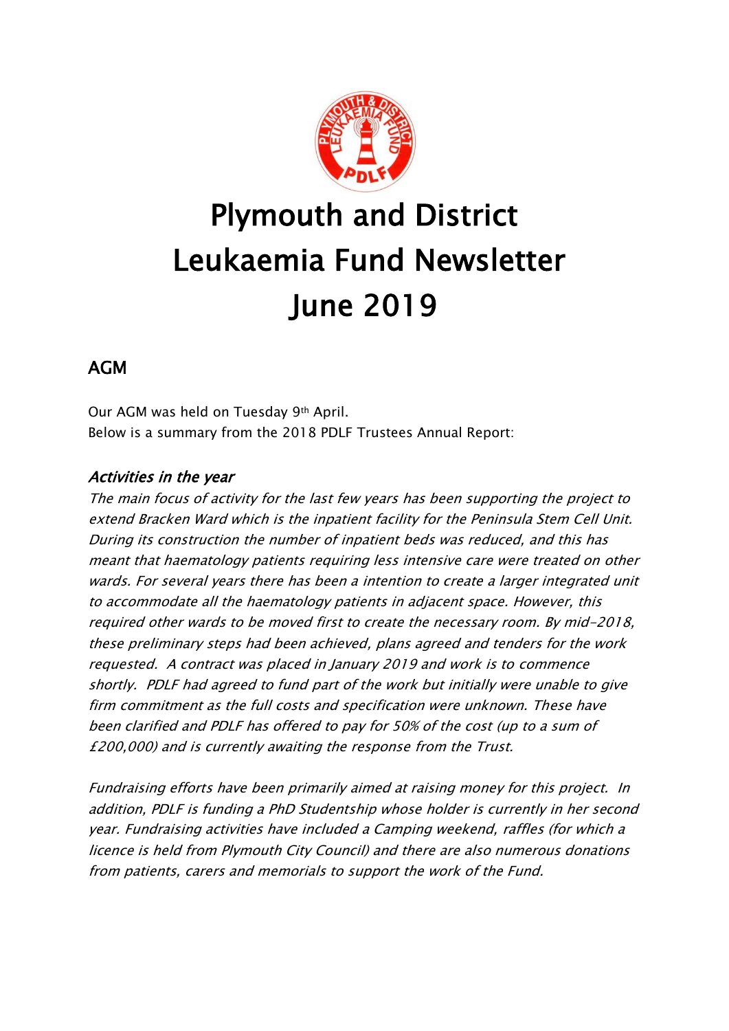# Plymouth and District Leukaemia Fund Newsletter June 2019

## AGM

Our AGM was held on Tuesday 9th April.
Below is a summary from the 2018 PDLF Trustees Annual Report:

### *Activities in the year*

*The main focus of activity for the last few years has been supporting the project to extend Bracken Ward which is the inpatient facility for the Peninsula Stem Cell Unit. During its construction the number of inpatient beds was reduced, and this has meant that haematology patients requiring less intensive care were treated on other wards. For several years there has been a intention to create a larger integrated unit to accommodate all the haematology patients in adjacent space. However, this required other wards to be moved first to create the necessary room. By mid-2018, these preliminary steps had been achieved, plans agreed and tenders for the work requested. A contract was placed in January 2019 and work is to commence shortly. PDLF had agreed to fund part of the work but initially were unable to give firm commitment as the full costs and specification were unknown. These have been clarified and PDLF has offered to pay for 50% of the cost (up to a sum of £200,000) and is currently awaiting the response from the Trust.*

*Fundraising efforts have been primarily aimed at raising money for this project. In addition, PDLF is funding a PhD Studentship whose holder is currently in her second year. Fundraising activities have included a Camping weekend, raffles (for which a licence is held from Plymouth City Council) and there are also numerous donations from patients, carers and memorials to support the work of the Fund.*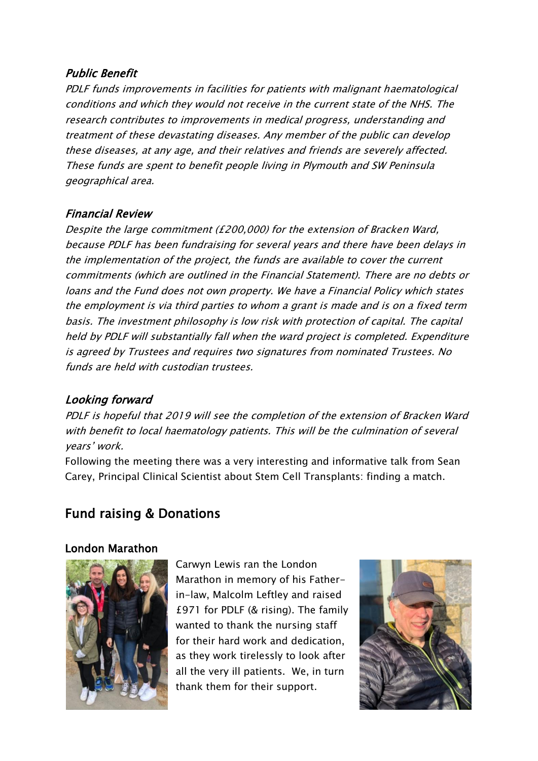### *Public Benefit*

*PDLF funds improvements in facilities for patients with malignant haematological conditions and which they would not receive in the current state of the NHS. The research contributes to improvements in medical progress, understanding and treatment of these devastating diseases. Any member of the public can develop these diseases, at any age, and their relatives and friends are severely affected. These funds are spent to benefit people living in Plymouth and SW Peninsula geographical area.*

### *Financial Review*

*Despite the large commitment (£200,000) for the extension of Bracken Ward, because PDLF has been fundraising for several years and there have been delays in the implementation of the project, the funds are available to cover the current commitments (which are outlined in the Financial Statement). There are no debts or loans and the Fund does not own property. We have a Financial Policy which states the employment is via third parties to whom a grant is made and is on a fixed term basis. The investment philosophy is low risk with protection of capital. The capital held by PDLF will substantially fall when the ward project is completed. Expenditure is agreed by Trustees and requires two signatures from nominated Trustees. No funds are held with custodian trustees.*

### *Looking forward*

*PDLF is hopeful that 2019 will see the completion of the extension of Bracken Ward with benefit to local haematology patients. This will be the culmination of several years' work.*

Following the meeting there was a very interesting and informative talk from Sean Carey, Principal Clinical Scientist about Stem Cell Transplants: finding a match.

## Fund raising & Donations

### London Marathon

Carwyn Lewis ran the London Marathon in memory of his Father-in-law, Malcolm Leftley and raised £971 for PDLF (& rising). The family wanted to thank the nursing staff for their hard work and dedication, as they work tirelessly to look after all the very ill patients. We, in turn thank them for their support.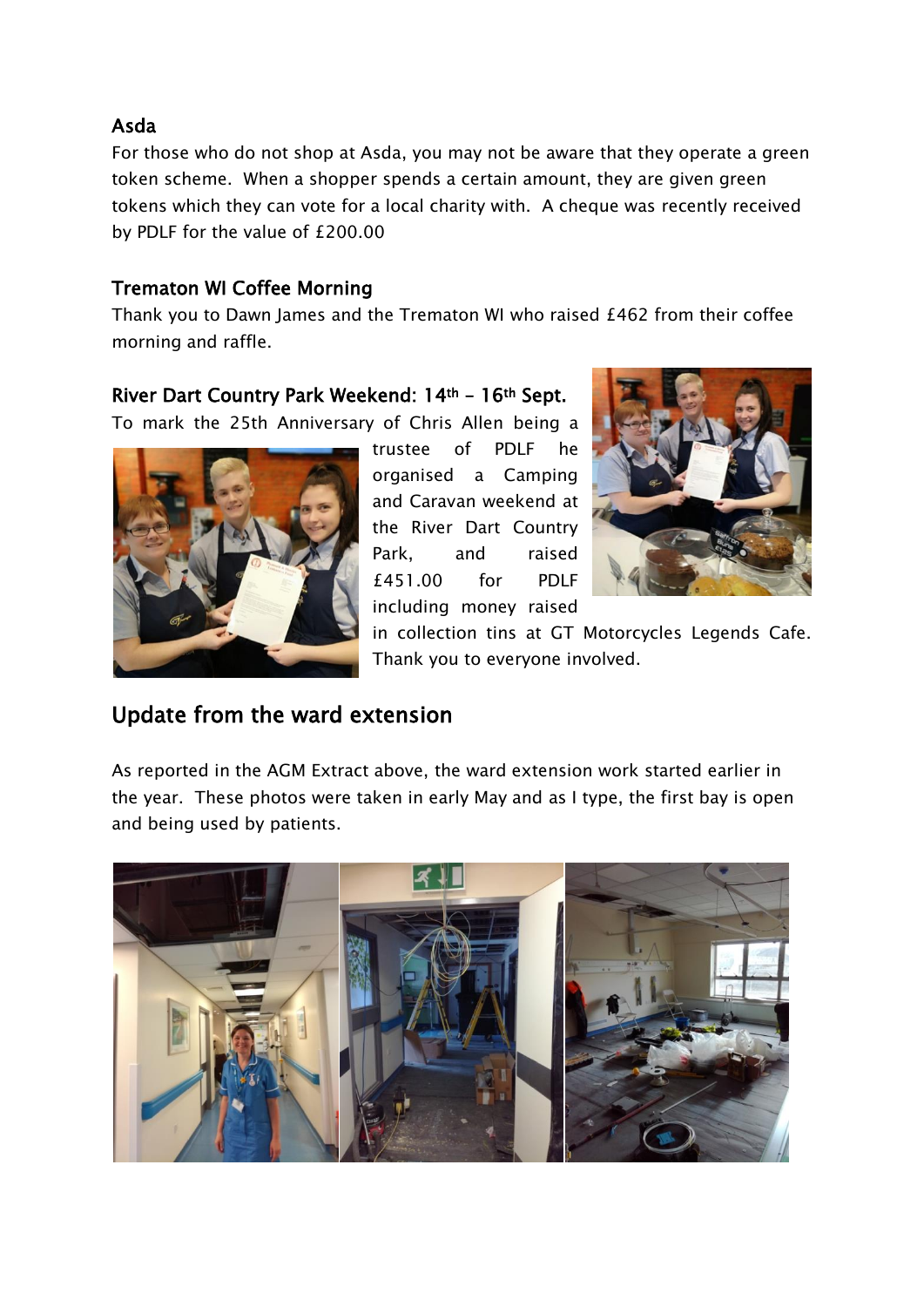### Asda

For those who do not shop at Asda, you may not be aware that they operate a green token scheme. When a shopper spends a certain amount, they are given green tokens which they can vote for a local charity with. A cheque was recently received by PDLF for the value of £200.00

### Trematon WI Coffee Morning

Thank you to Dawn James and the Trematon WI who raised £462 from their coffee morning and raffle.

### River Dart Country Park Weekend: 14th – 16th Sept.

To mark the 25th Anniversary of Chris Allen being a trustee of PDLF he organised a Camping and Caravan weekend at the River Dart Country Park, and raised £451.00 for PDLF including money raised in collection tins at GT Motorcycles Legends Cafe. Thank you to everyone involved.

## Update from the ward extension

As reported in the AGM Extract above, the ward extension work started earlier in the year. These photos were taken in early May and as I type, the first bay is open and being used by patients.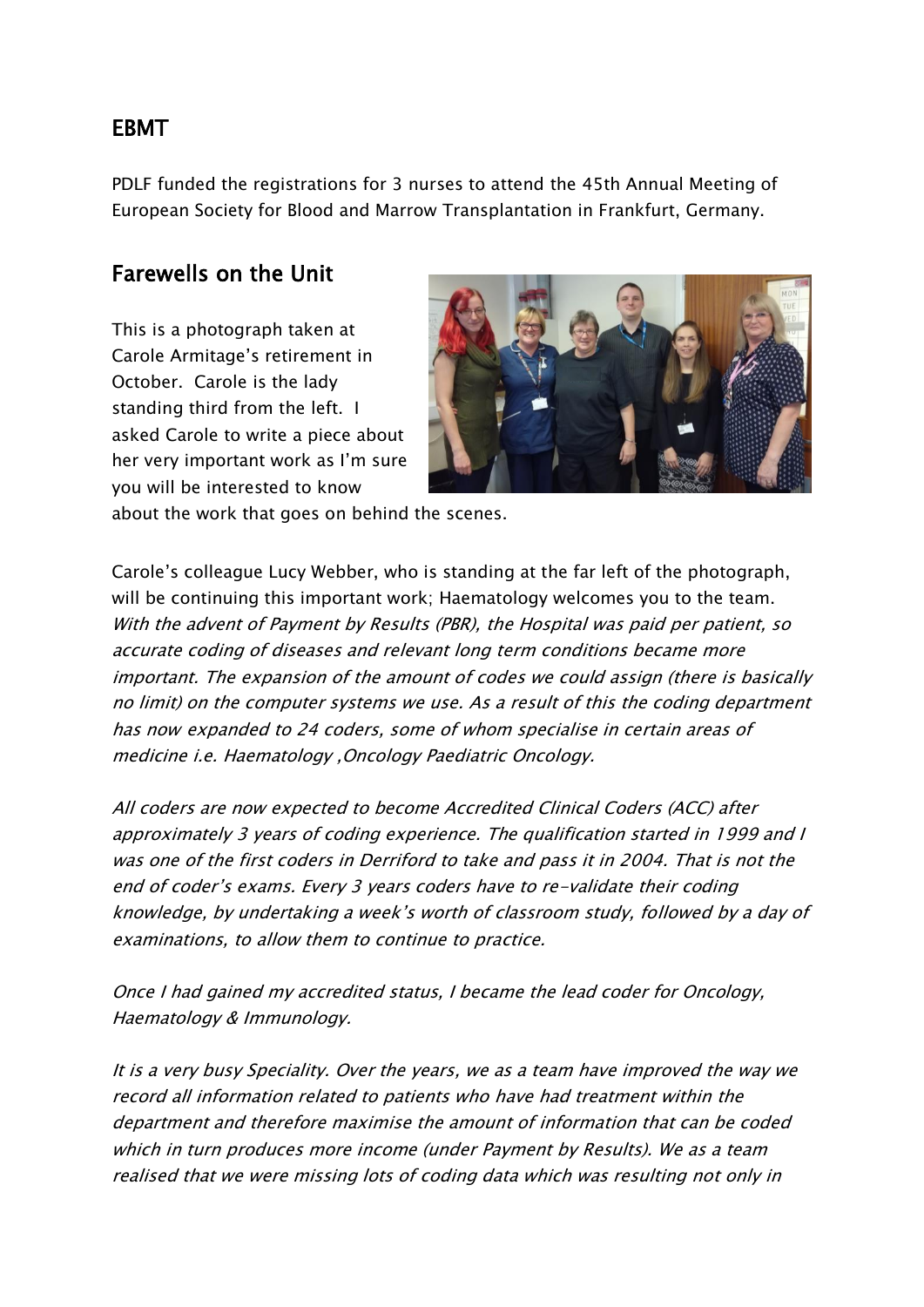## EBMT

PDLF funded the registrations for 3 nurses to attend the 45th Annual Meeting of European Society for Blood and Marrow Transplantation in Frankfurt, Germany.

## Farewells on the Unit

This is a photograph taken at Carole Armitage's retirement in October. Carole is the lady standing third from the left. I asked Carole to write a piece about her very important work as I'm sure you will be interested to know about the work that goes on behind the scenes.

Carole's colleague Lucy Webber, who is standing at the far left of the photograph, will be continuing this important work; Haematology welcomes you to the team.
*With the advent of Payment by Results (PBR), the Hospital was paid per patient, so accurate coding of diseases and relevant long term conditions became more important. The expansion of the amount of codes we could assign (there is basically no limit) on the computer systems we use. As a result of this the coding department has now expanded to 24 coders, some of whom specialise in certain areas of medicine i.e. Haematology ,Oncology Paediatric Oncology.*

*All coders are now expected to become Accredited Clinical Coders (ACC) after approximately 3 years of coding experience. The qualification started in 1999 and I was one of the first coders in Derriford to take and pass it in 2004. That is not the end of coder's exams. Every 3 years coders have to re-validate their coding knowledge, by undertaking a week's worth of classroom study, followed by a day of examinations, to allow them to continue to practice.*

*Once I had gained my accredited status, I became the lead coder for Oncology, Haematology & Immunology.*

*It is a very busy Speciality. Over the years, we as a team have improved the way we record all information related to patients who have had treatment within the department and therefore maximise the amount of information that can be coded which in turn produces more income (under Payment by Results). We as a team realised that we were missing lots of coding data which was resulting not only in*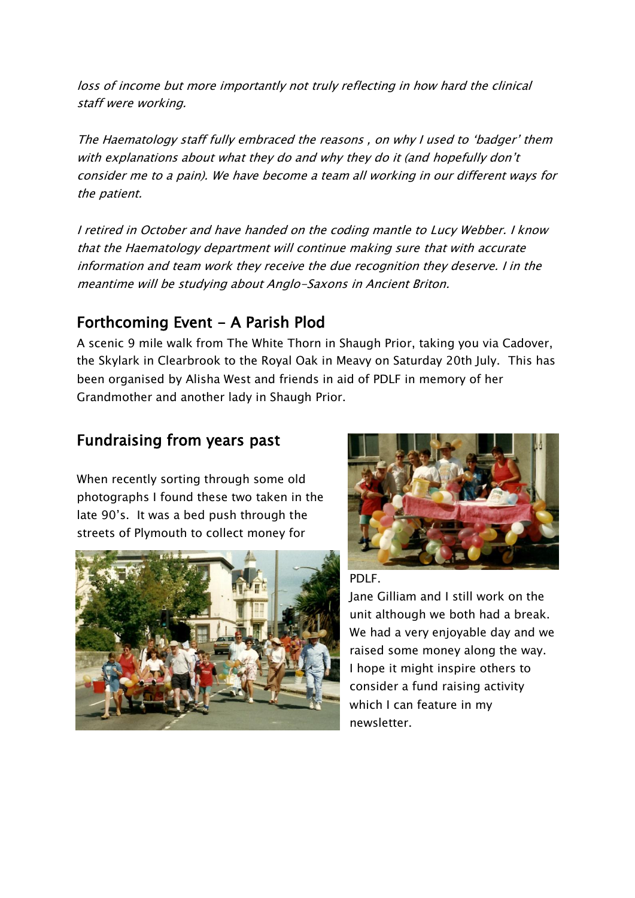*loss of income but more importantly not truly reflecting in how hard the clinical staff were working.*

*The Haematology staff fully embraced the reasons , on why I used to 'badger' them with explanations about what they do and why they do it (and hopefully don't consider me to a pain). We have become a team all working in our different ways for the patient.*

*I retired in October and have handed on the coding mantle to Lucy Webber. I know that the Haematology department will continue making sure that with accurate information and team work they receive the due recognition they deserve. I in the meantime will be studying about Anglo-Saxons in Ancient Briton.*

## Forthcoming Event - A Parish Plod

A scenic 9 mile walk from The White Thorn in Shaugh Prior, taking you via Cadover, the Skylark in Clearbrook to the Royal Oak in Meavy on Saturday 20th July. This has been organised by Alisha West and friends in aid of PDLF in memory of her Grandmother and another lady in Shaugh Prior.

## Fundraising from years past

When recently sorting through some old photographs I found these two taken in the late 90's. It was a bed push through the streets of Plymouth to collect money for PDLF.

Jane Gilliam and I still work on the unit although we both had a break. We had a very enjoyable day and we raised some money along the way. I hope it might inspire others to consider a fund raising activity which I can feature in my newsletter.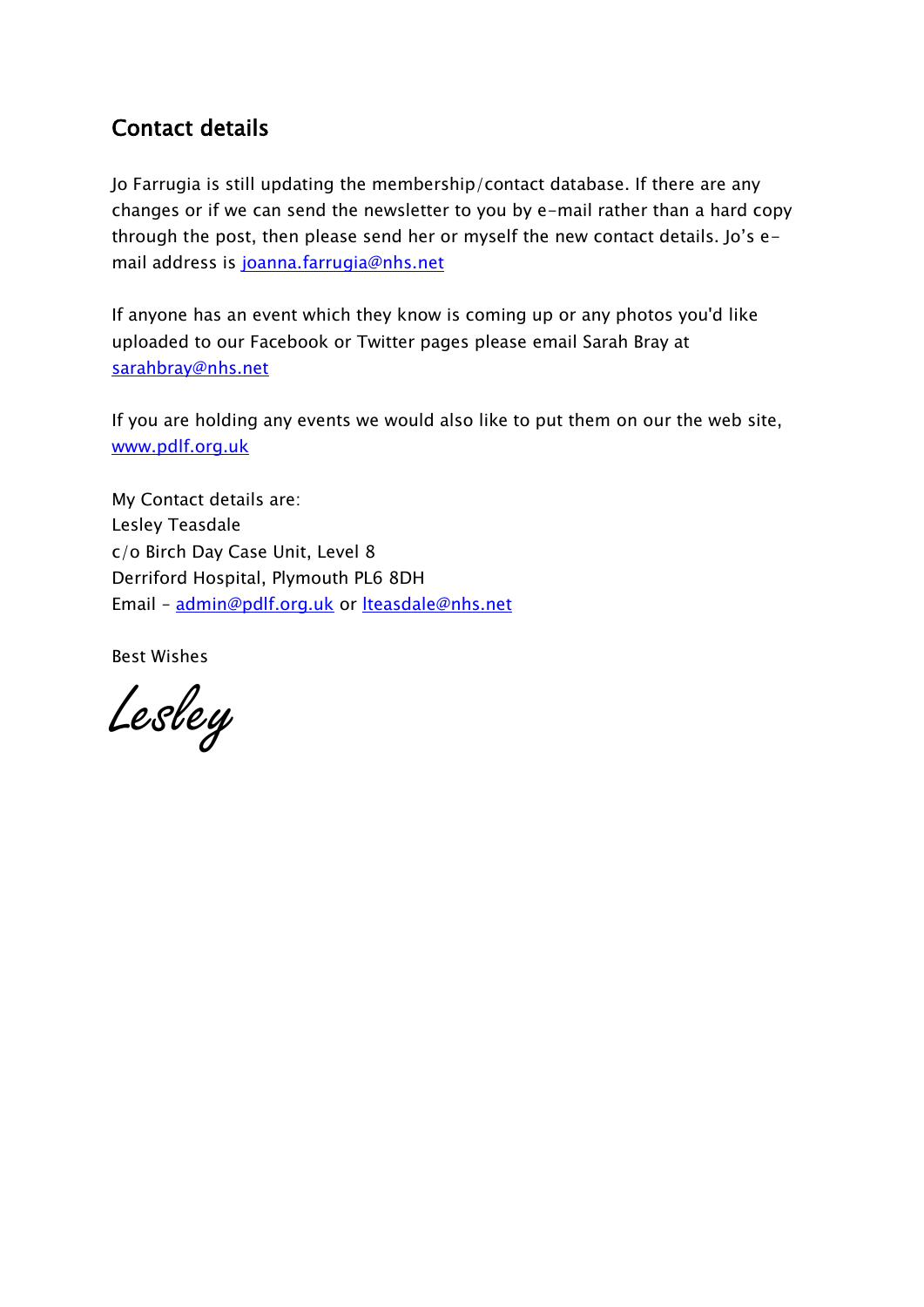## Contact details

Jo Farrugia is still updating the membership/contact database. If there are any changes or if we can send the newsletter to you by e-mail rather than a hard copy through the post, then please send her or myself the new contact details. Jo's e-mail address is joanna.farrugia@nhs.net

If anyone has an event which they know is coming up or any photos you'd like uploaded to our Facebook or Twitter pages please email Sarah Bray at sarahbray@nhs.net

If you are holding any events we would also like to put them on our the web site, www.pdlf.org.uk

My Contact details are:
Lesley Teasdale
c/o Birch Day Case Unit, Level 8
Derriford Hospital, Plymouth PL6 8DH
Email – admin@pdlf.org.uk or lteasdale@nhs.net

Best Wishes

*Lesley*